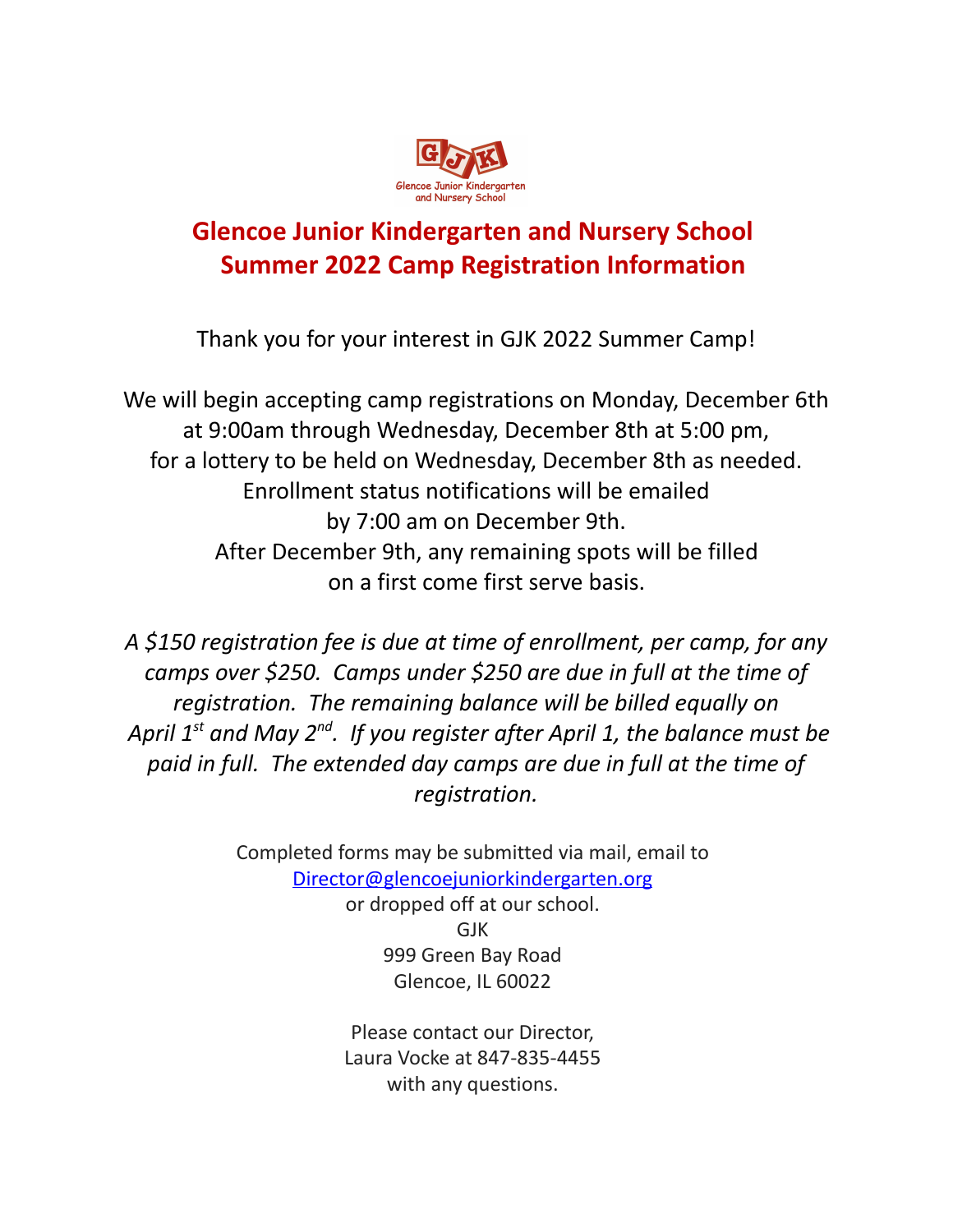GJK
Glencoe Junior Kindergarten and Nursery School

# Glencoe Junior Kindergarten and Nursery School
# Summer 2022 Camp Registration Information

Thank you for your interest in GJK 2022 Summer Camp!

We will begin accepting camp registrations on Monday, December 6th at 9:00am through Wednesday, December 8th at 5:00 pm, for a lottery to be held on Wednesday, December 8th as needed. Enrollment status notifications will be emailed by 7:00 am on December 9th. After December 9th, any remaining spots will be filled on a first come first serve basis.

*A $150 registration fee is due at time of enrollment, per camp, for any camps over $250. Camps under $250 are due in full at the time of registration. The remaining balance will be billed equally on April 1st and May 2nd. If you register after April 1, the balance must be paid in full. The extended day camps are due in full at the time of registration.*

Completed forms may be submitted via mail, email to
Director@glencoejuniorkindergarten.org
or dropped off at our school.
GJK
999 Green Bay Road
Glencoe, IL 60022

Please contact our Director,
Laura Vocke at 847-835-4455
with any questions.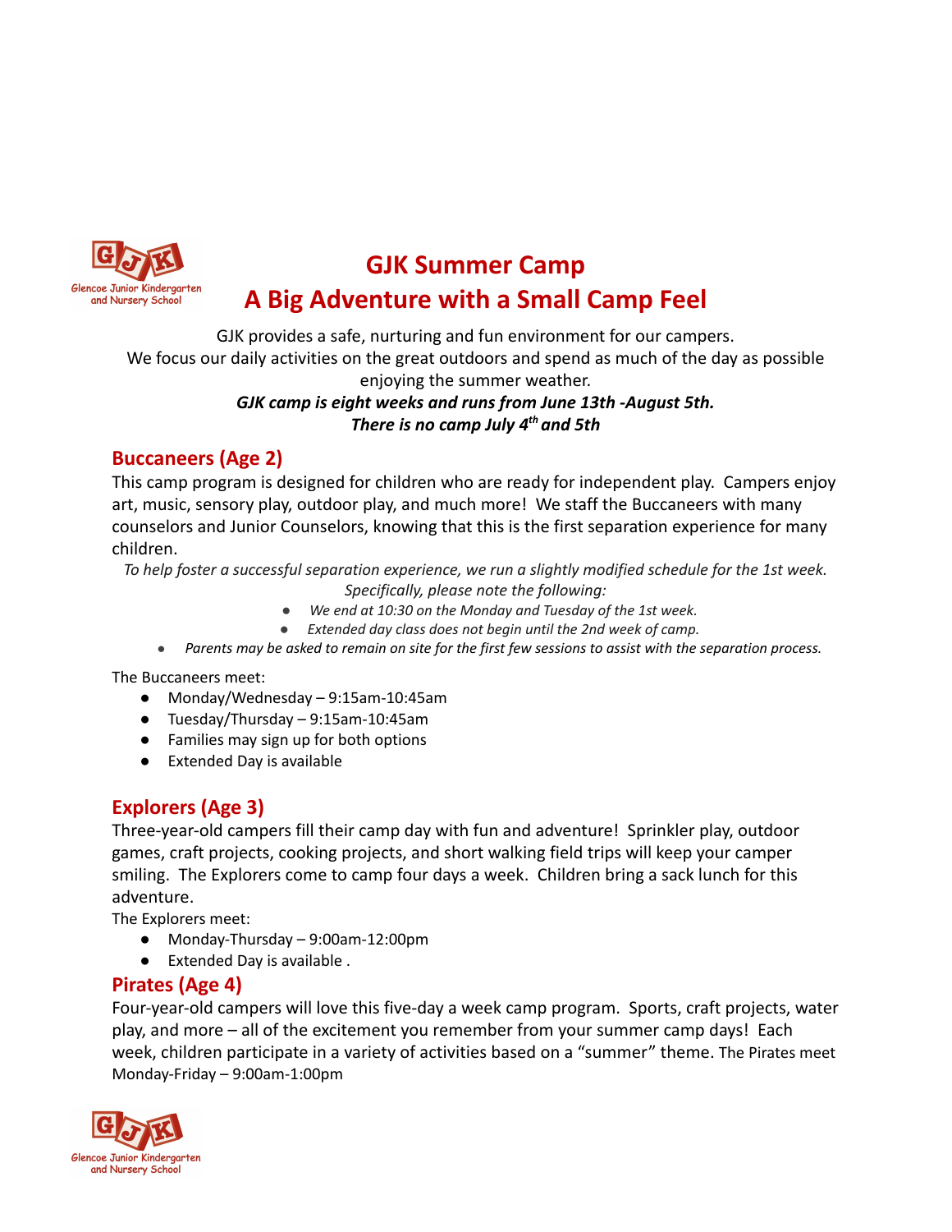# GJK Summer Camp

# A Big Adventure with a Small Camp Feel

GJK provides a safe, nurturing and fun environment for our campers.
We focus our daily activities on the great outdoors and spend as much of the day as possible enjoying the summer weather.

***GJK camp is eight weeks and runs from June 13th -August 5th.***
***There is no camp July 4th and 5th***

## Buccaneers (Age 2)

This camp program is designed for children who are ready for independent play. Campers enjoy art, music, sensory play, outdoor play, and much more! We staff the Buccaneers with many counselors and Junior Counselors, knowing that this is the first separation experience for many children.

*To help foster a successful separation experience, we run a slightly modified schedule for the 1st week. Specifically, please note the following:*

- *We end at 10:30 on the Monday and Tuesday of the 1st week.*
- *Extended day class does not begin until the 2nd week of camp.*
- *Parents may be asked to remain on site for the first few sessions to assist with the separation process.*

The Buccaneers meet:

- Monday/Wednesday – 9:15am-10:45am
- Tuesday/Thursday – 9:15am-10:45am
- Families may sign up for both options
- Extended Day is available

## Explorers (Age 3)

Three-year-old campers fill their camp day with fun and adventure! Sprinkler play, outdoor games, craft projects, cooking projects, and short walking field trips will keep your camper smiling. The Explorers come to camp four days a week. Children bring a sack lunch for this adventure.

The Explorers meet:

- Monday-Thursday – 9:00am-12:00pm
- Extended Day is available .

## Pirates (Age 4)

Four-year-old campers will love this five-day a week camp program. Sports, craft projects, water play, and more – all of the excitement you remember from your summer camp days! Each week, children participate in a variety of activities based on a "summer" theme. The Pirates meet Monday-Friday – 9:00am-1:00pm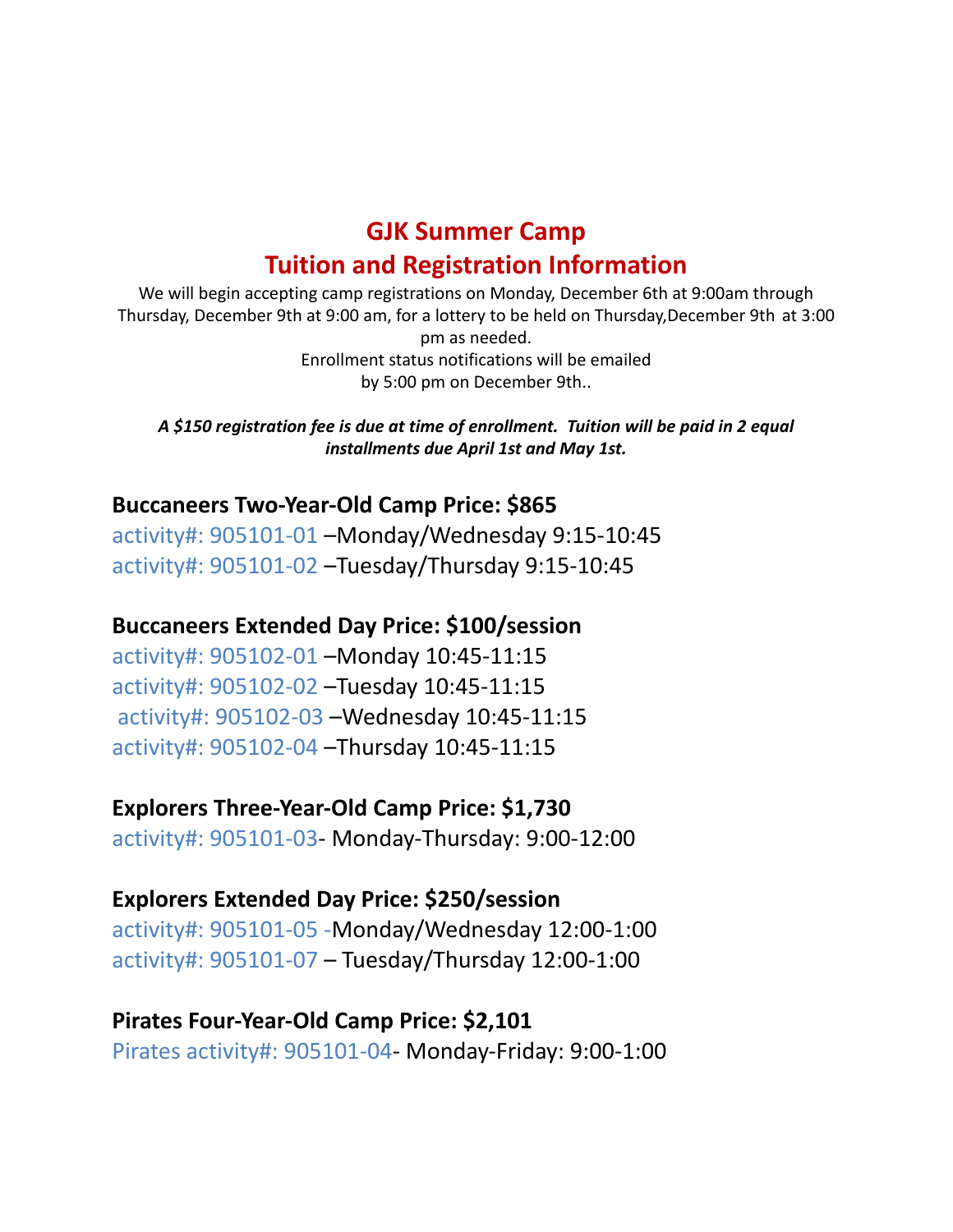# GJK Summer Camp
# Tuition and Registration Information

We will begin accepting camp registrations on Monday, December 6th at 9:00am through Thursday, December 9th at 9:00 am, for a lottery to be held on Thursday,December 9th at 3:00 pm as needed.
Enrollment status notifications will be emailed
by 5:00 pm on December 9th..

***A $150 registration fee is due at time of enrollment. Tuition will be paid in 2 equal installments due April 1st and May 1st.***

**Buccaneers Two-Year-Old Camp Price: $865**

activity#: 905101-01 –Monday/Wednesday 9:15-10:45
activity#: 905101-02 –Tuesday/Thursday 9:15-10:45

**Buccaneers Extended Day Price: $100/session**

activity#: 905102-01 –Monday 10:45-11:15
activity#: 905102-02 –Tuesday 10:45-11:15
activity#: 905102-03 –Wednesday 10:45-11:15
activity#: 905102-04 –Thursday 10:45-11:15

**Explorers Three-Year-Old Camp Price: $1,730**

activity#: 905101-03- Monday-Thursday: 9:00-12:00

**Explorers Extended Day Price: $250/session**

activity#: 905101-05 -Monday/Wednesday 12:00-1:00
activity#: 905101-07 – Tuesday/Thursday 12:00-1:00

**Pirates Four-Year-Old Camp Price: $2,101**

Pirates activity#: 905101-04- Monday-Friday: 9:00-1:00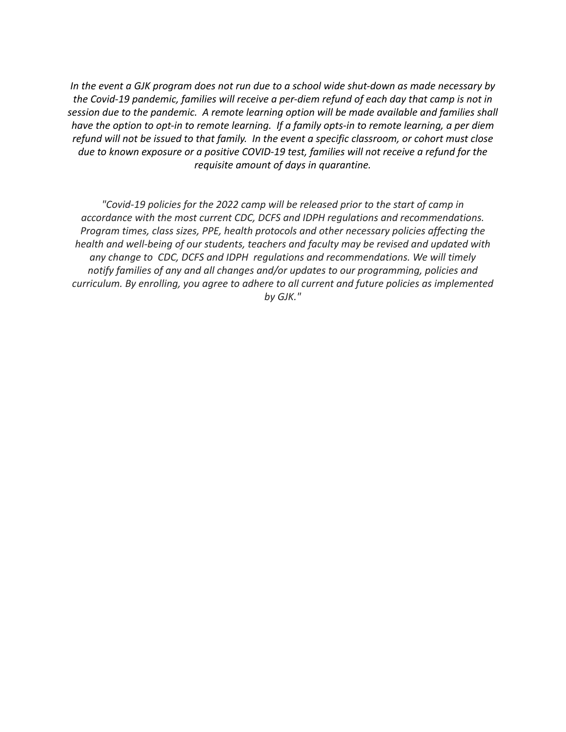*In the event a GJK program does not run due to a school wide shut-down as made necessary by the Covid-19 pandemic, families will receive a per-diem refund of each day that camp is not in session due to the pandemic. A remote learning option will be made available and families shall have the option to opt-in to remote learning. If a family opts-in to remote learning, a per diem refund will not be issued to that family. In the event a specific classroom, or cohort must close due to known exposure or a positive COVID-19 test, families will not receive a refund for the requisite amount of days in quarantine.*

*"Covid-19 policies for the 2022 camp will be released prior to the start of camp in accordance with the most current CDC, DCFS and IDPH regulations and recommendations. Program times, class sizes, PPE, health protocols and other necessary policies affecting the health and well-being of our students, teachers and faculty may be revised and updated with any change to CDC, DCFS and IDPH regulations and recommendations. We will timely notify families of any and all changes and/or updates to our programming, policies and curriculum. By enrolling, you agree to adhere to all current and future policies as implemented by GJK."*